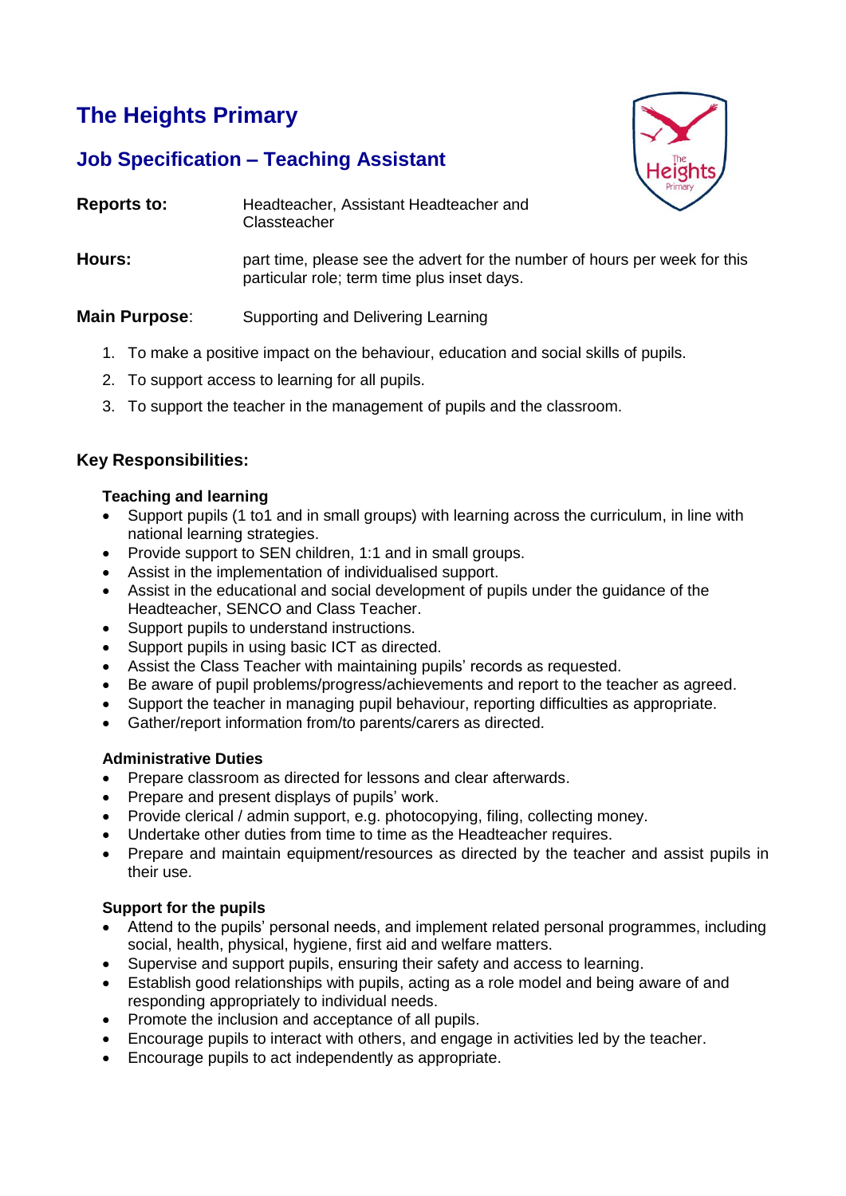# The Heights Primary

## Job Specification – Teaching Assistant

**Reports to:** Headteacher, Assistant Headteacher and Classteacher

**Hours:** part time, please see the advert for the number of hours per week for this particular role; term time plus inset days.

**Main Purpose**: Supporting and Delivering Learning

1. To make a positive impact on the behaviour, education and social skills of pupils.
2. To support access to learning for all pupils.
3. To support the teacher in the management of pupils and the classroom.

### Key Responsibilities:

**Teaching and learning**

- Support pupils (1 to1 and in small groups) with learning across the curriculum, in line with national learning strategies.
- Provide support to SEN children, 1:1 and in small groups.
- Assist in the implementation of individualised support.
- Assist in the educational and social development of pupils under the guidance of the Headteacher, SENCO and Class Teacher.
- Support pupils to understand instructions.
- Support pupils in using basic ICT as directed.
- Assist the Class Teacher with maintaining pupils' records as requested.
- Be aware of pupil problems/progress/achievements and report to the teacher as agreed.
- Support the teacher in managing pupil behaviour, reporting difficulties as appropriate.
- Gather/report information from/to parents/carers as directed.

**Administrative Duties**

- Prepare classroom as directed for lessons and clear afterwards.
- Prepare and present displays of pupils' work.
- Provide clerical / admin support, e.g. photocopying, filing, collecting money.
- Undertake other duties from time to time as the Headteacher requires.
- Prepare and maintain equipment/resources as directed by the teacher and assist pupils in their use.

**Support for the pupils**

- Attend to the pupils' personal needs, and implement related personal programmes, including social, health, physical, hygiene, first aid and welfare matters.
- Supervise and support pupils, ensuring their safety and access to learning.
- Establish good relationships with pupils, acting as a role model and being aware of and responding appropriately to individual needs.
- Promote the inclusion and acceptance of all pupils.
- Encourage pupils to interact with others, and engage in activities led by the teacher.
- Encourage pupils to act independently as appropriate.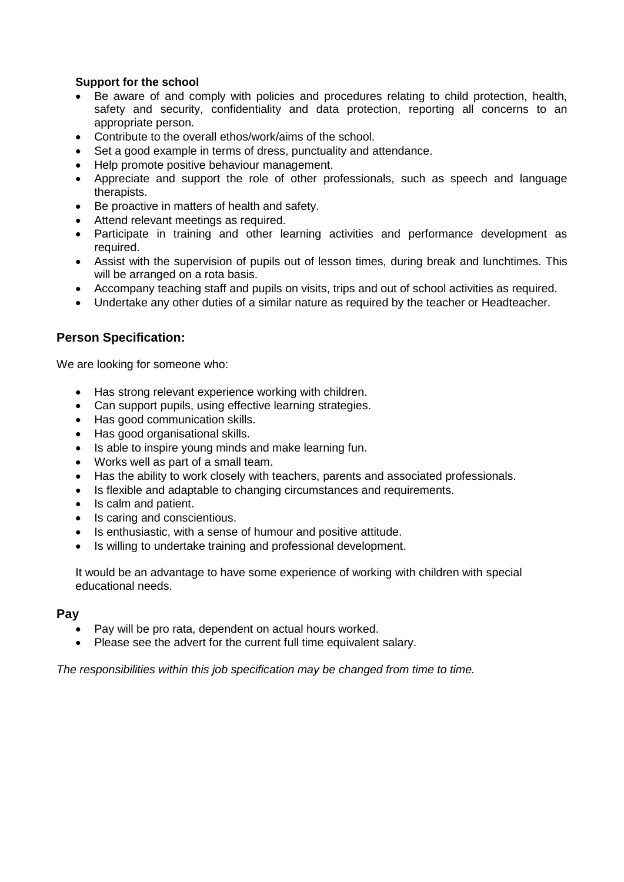**Support for the school**

- Be aware of and comply with policies and procedures relating to child protection, health, safety and security, confidentiality and data protection, reporting all concerns to an appropriate person.
- Contribute to the overall ethos/work/aims of the school.
- Set a good example in terms of dress, punctuality and attendance.
- Help promote positive behaviour management.
- Appreciate and support the role of other professionals, such as speech and language therapists.
- Be proactive in matters of health and safety.
- Attend relevant meetings as required.
- Participate in training and other learning activities and performance development as required.
- Assist with the supervision of pupils out of lesson times, during break and lunchtimes. This will be arranged on a rota basis.
- Accompany teaching staff and pupils on visits, trips and out of school activities as required.
- Undertake any other duties of a similar nature as required by the teacher or Headteacher.

## Person Specification:

We are looking for someone who:

- Has strong relevant experience working with children.
- Can support pupils, using effective learning strategies.
- Has good communication skills.
- Has good organisational skills.
- Is able to inspire young minds and make learning fun.
- Works well as part of a small team.
- Has the ability to work closely with teachers, parents and associated professionals.
- Is flexible and adaptable to changing circumstances and requirements.
- Is calm and patient.
- Is caring and conscientious.
- Is enthusiastic, with a sense of humour and positive attitude.
- Is willing to undertake training and professional development.

It would be an advantage to have some experience of working with children with special educational needs.

## Pay

- Pay will be pro rata, dependent on actual hours worked.
- Please see the advert for the current full time equivalent salary.

*The responsibilities within this job specification may be changed from time to time.*